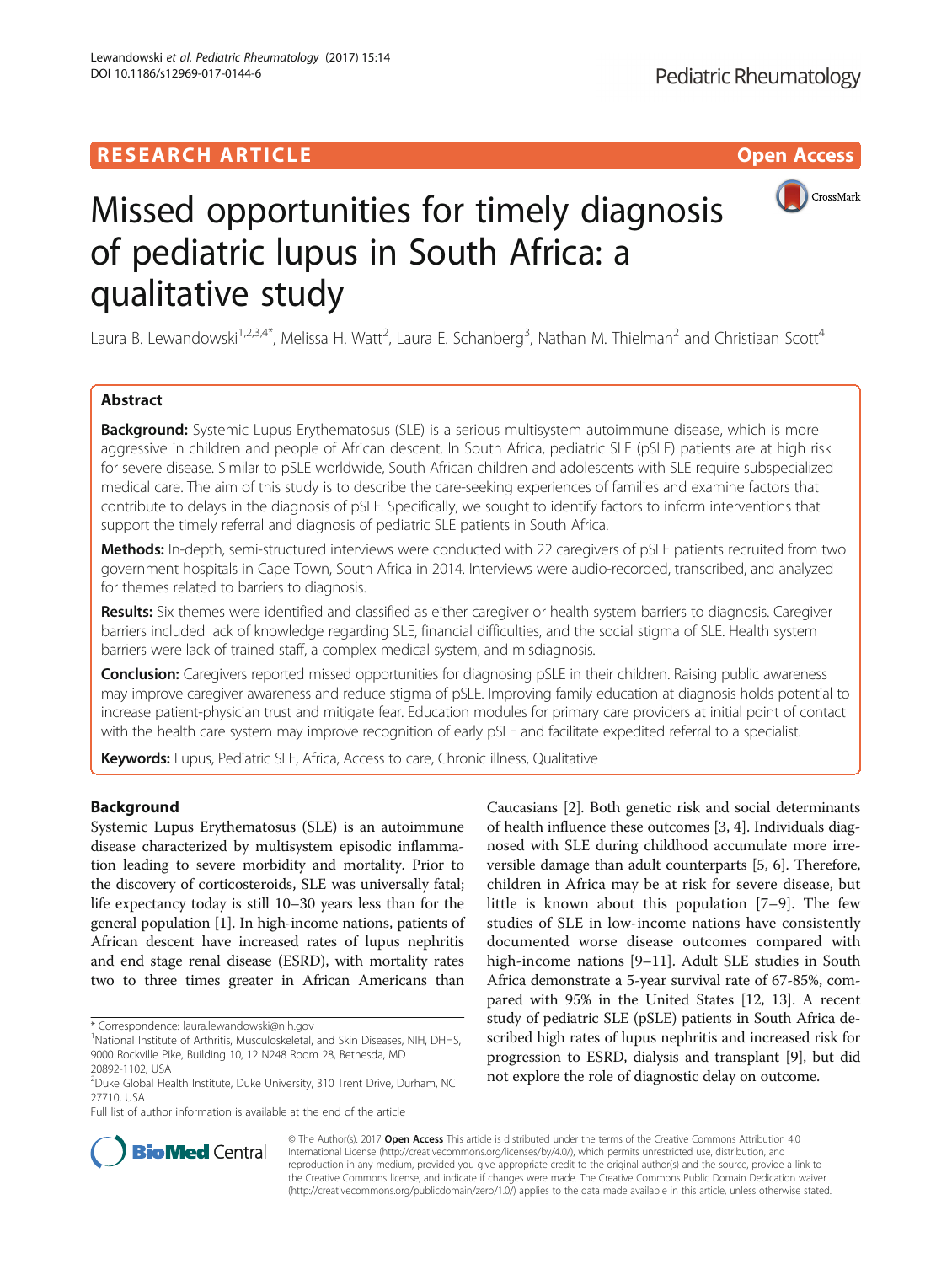RESEARCH ARTICLE

Open Access

# Missed opportunities for timely diagnosis of pediatric lupus in South Africa: a qualitative study

Laura B. Lewandowski[1,2,3,4*], Melissa H. Watt[2], Laura E. Schanberg[3], Nathan M. Thielman[2] and Christiaan Scott[4]

## Abstract

**Background:** Systemic Lupus Erythematosus (SLE) is a serious multisystem autoimmune disease, which is more aggressive in children and people of African descent. In South Africa, pediatric SLE (pSLE) patients are at high risk for severe disease. Similar to pSLE worldwide, South African children and adolescents with SLE require subspecialized medical care. The aim of this study is to describe the care-seeking experiences of families and examine factors that contribute to delays in the diagnosis of pSLE. Specifically, we sought to identify factors to inform interventions that support the timely referral and diagnosis of pediatric SLE patients in South Africa.

**Methods:** In-depth, semi-structured interviews were conducted with 22 caregivers of pSLE patients recruited from two government hospitals in Cape Town, South Africa in 2014. Interviews were audio-recorded, transcribed, and analyzed for themes related to barriers to diagnosis.

**Results:** Six themes were identified and classified as either caregiver or health system barriers to diagnosis. Caregiver barriers included lack of knowledge regarding SLE, financial difficulties, and the social stigma of SLE. Health system barriers were lack of trained staff, a complex medical system, and misdiagnosis.

**Conclusion:** Caregivers reported missed opportunities for diagnosing pSLE in their children. Raising public awareness may improve caregiver awareness and reduce stigma of pSLE. Improving family education at diagnosis holds potential to increase patient-physician trust and mitigate fear. Education modules for primary care providers at initial point of contact with the health care system may improve recognition of early pSLE and facilitate expedited referral to a specialist.

**Keywords:** Lupus, Pediatric SLE, Africa, Access to care, Chronic illness, Qualitative

## Background

Systemic Lupus Erythematosus (SLE) is an autoimmune disease characterized by multisystem episodic inflammation leading to severe morbidity and mortality. Prior to the discovery of corticosteroids, SLE was universally fatal; life expectancy today is still 10–30 years less than for the general population [1]. In high-income nations, patients of African descent have increased rates of lupus nephritis and end stage renal disease (ESRD), with mortality rates two to three times greater in African Americans than Caucasians [2]. Both genetic risk and social determinants of health influence these outcomes [3, 4]. Individuals diagnosed with SLE during childhood accumulate more irreversible damage than adult counterparts [5, 6]. Therefore, children in Africa may be at risk for severe disease, but little is known about this population [7–9]. The few studies of SLE in low-income nations have consistently documented worse disease outcomes compared with high-income nations [9–11]. Adult SLE studies in South Africa demonstrate a 5-year survival rate of 67-85%, compared with 95% in the United States [12, 13]. A recent study of pediatric SLE (pSLE) patients in South Africa described high rates of lupus nephritis and increased risk for progression to ESRD, dialysis and transplant [9], but did not explore the role of diagnostic delay on outcome.

* Correspondence: laura.lewandowski@nih.gov
[1]National Institute of Arthritis, Musculoskeletal, and Skin Diseases, NIH, DHHS, 9000 Rockville Pike, Building 10, 12 N248 Room 28, Bethesda, MD 20892-1102, USA
[2]Duke Global Health Institute, Duke University, 310 Trent Drive, Durham, NC 27710, USA
Full list of author information is available at the end of the article

© The Author(s). 2017 **Open Access** This article is distributed under the terms of the Creative Commons Attribution 4.0 International License (http://creativecommons.org/licenses/by/4.0/), which permits unrestricted use, distribution, and reproduction in any medium, provided you give appropriate credit to the original author(s) and the source, provide a link to the Creative Commons license, and indicate if changes were made. The Creative Commons Public Domain Dedication waiver (http://creativecommons.org/publicdomain/zero/1.0/) applies to the data made available in this article, unless otherwise stated.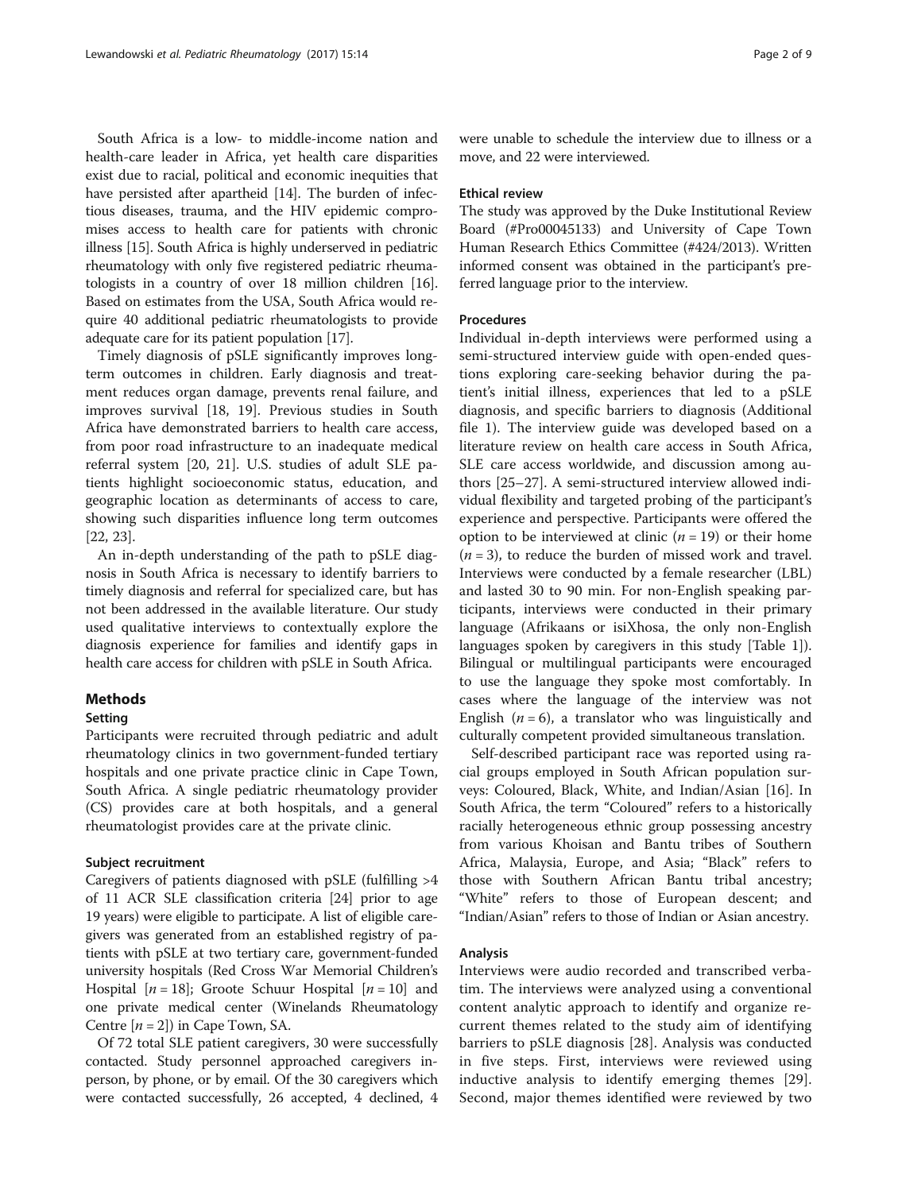South Africa is a low- to middle-income nation and health-care leader in Africa, yet health care disparities exist due to racial, political and economic inequities that have persisted after apartheid [14]. The burden of infectious diseases, trauma, and the HIV epidemic compromises access to health care for patients with chronic illness [15]. South Africa is highly underserved in pediatric rheumatology with only five registered pediatric rheumatologists in a country of over 18 million children [16]. Based on estimates from the USA, South Africa would require 40 additional pediatric rheumatologists to provide adequate care for its patient population [17].

Timely diagnosis of pSLE significantly improves long-term outcomes in children. Early diagnosis and treatment reduces organ damage, prevents renal failure, and improves survival [18, 19]. Previous studies in South Africa have demonstrated barriers to health care access, from poor road infrastructure to an inadequate medical referral system [20, 21]. U.S. studies of adult SLE patients highlight socioeconomic status, education, and geographic location as determinants of access to care, showing such disparities influence long term outcomes [22, 23].

An in-depth understanding of the path to pSLE diagnosis in South Africa is necessary to identify barriers to timely diagnosis and referral for specialized care, but has not been addressed in the available literature. Our study used qualitative interviews to contextually explore the diagnosis experience for families and identify gaps in health care access for children with pSLE in South Africa.

## Methods

### Setting

Participants were recruited through pediatric and adult rheumatology clinics in two government-funded tertiary hospitals and one private practice clinic in Cape Town, South Africa. A single pediatric rheumatology provider (CS) provides care at both hospitals, and a general rheumatologist provides care at the private clinic.

#### Subject recruitment

Caregivers of patients diagnosed with pSLE (fulfilling >4 of 11 ACR SLE classification criteria [24] prior to age 19 years) were eligible to participate. A list of eligible caregivers was generated from an established registry of patients with pSLE at two tertiary care, government-funded university hospitals (Red Cross War Memorial Children's Hospital [$n = 18$]; Groote Schuur Hospital [$n = 10$] and one private medical center (Winelands Rheumatology Centre [$n = 2$]) in Cape Town, SA.

Of 72 total SLE patient caregivers, 30 were successfully contacted. Study personnel approached caregivers in-person, by phone, or by email. Of the 30 caregivers which were contacted successfully, 26 accepted, 4 declined, 4 were unable to schedule the interview due to illness or a move, and 22 were interviewed.

### Ethical review

The study was approved by the Duke Institutional Review Board (#Pro00045133) and University of Cape Town Human Research Ethics Committee (#424/2013). Written informed consent was obtained in the participant's preferred language prior to the interview.

### Procedures

Individual in-depth interviews were performed using a semi-structured interview guide with open-ended questions exploring care-seeking behavior during the patient's initial illness, experiences that led to a pSLE diagnosis, and specific barriers to diagnosis (Additional file 1). The interview guide was developed based on a literature review on health care access in South Africa, SLE care access worldwide, and discussion among authors [25–27]. A semi-structured interview allowed individual flexibility and targeted probing of the participant's experience and perspective. Participants were offered the option to be interviewed at clinic ($n = 19$) or their home ($n = 3$), to reduce the burden of missed work and travel. Interviews were conducted by a female researcher (LBL) and lasted 30 to 90 min. For non-English speaking participants, interviews were conducted in their primary language (Afrikaans or isiXhosa, the only non-English languages spoken by caregivers in this study [Table 1]). Bilingual or multilingual participants were encouraged to use the language they spoke most comfortably. In cases where the language of the interview was not English ($n = 6$), a translator who was linguistically and culturally competent provided simultaneous translation.

Self-described participant race was reported using racial groups employed in South African population surveys: Coloured, Black, White, and Indian/Asian [16]. In South Africa, the term "Coloured" refers to a historically racially heterogeneous ethnic group possessing ancestry from various Khoisan and Bantu tribes of Southern Africa, Malaysia, Europe, and Asia; "Black" refers to those with Southern African Bantu tribal ancestry; "White" refers to those of European descent; and "Indian/Asian" refers to those of Indian or Asian ancestry.

### Analysis

Interviews were audio recorded and transcribed verbatim. The interviews were analyzed using a conventional content analytic approach to identify and organize recurrent themes related to the study aim of identifying barriers to pSLE diagnosis [28]. Analysis was conducted in five steps. First, interviews were reviewed using inductive analysis to identify emerging themes [29]. Second, major themes identified were reviewed by two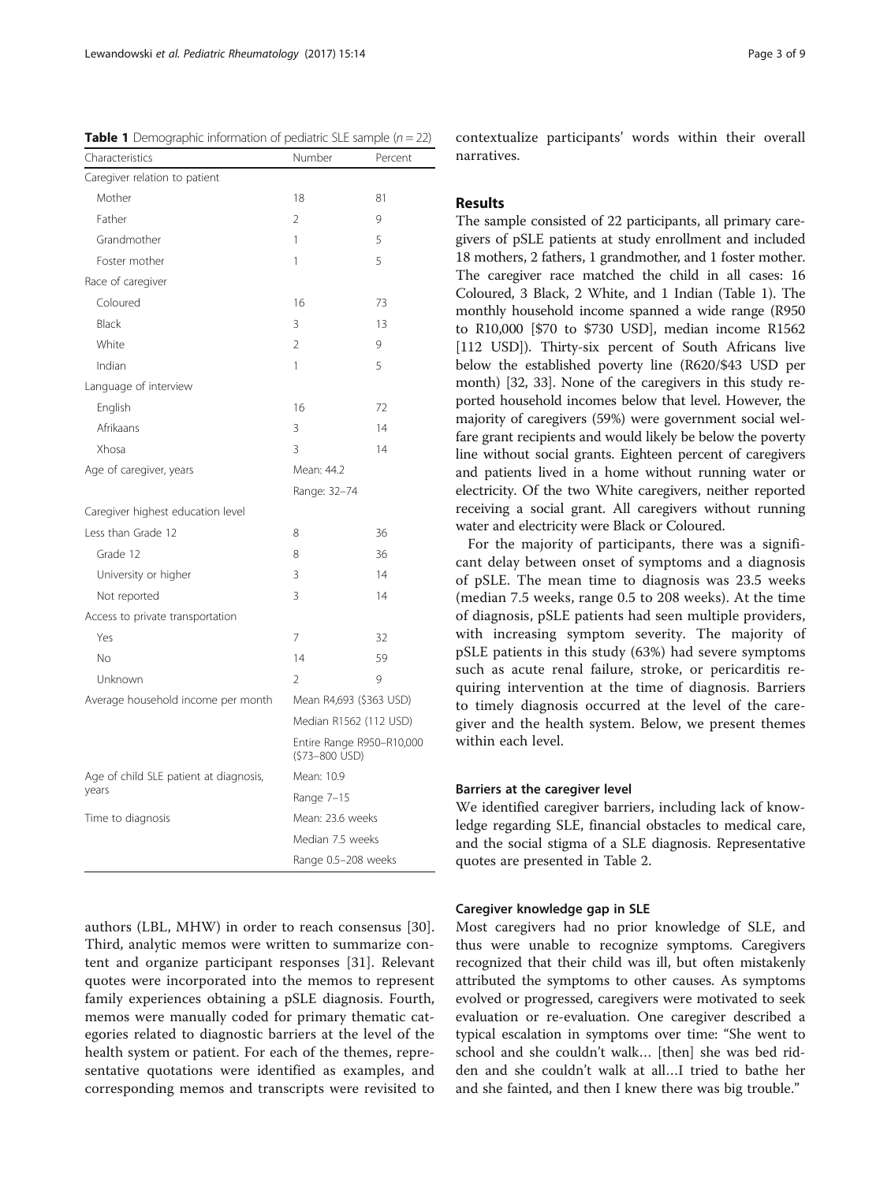**Table 1** Demographic information of pediatric SLE sample ($n = 22$)

| Characteristics | Number | Percent |
|---|---|---|
| Caregiver relation to patient | | |
| Mother | 18 | 81 |
| Father | 2 | 9 |
| Grandmother | 1 | 5 |
| Foster mother | 1 | 5 |
| Race of caregiver | | |
| Coloured | 16 | 73 |
| Black | 3 | 13 |
| White | 2 | 9 |
| Indian | 1 | 5 |
| Language of interview | | |
| English | 16 | 72 |
| Afrikaans | 3 | 14 |
| Xhosa | 3 | 14 |
| Age of caregiver, years | Mean: 44.2 | |
| | Range: 32–74 | |
| Caregiver highest education level | | |
| Less than Grade 12 | 8 | 36 |
| Grade 12 | 8 | 36 |
| University or higher | 3 | 14 |
| Not reported | 3 | 14 |
| Access to private transportation | | |
| Yes | 7 | 32 |
| No | 14 | 59 |
| Unknown | 2 | 9 |
| Average household income per month | Mean R4,693 ($363 USD) | |
| | Median R1562 (112 USD) | |
| | Entire Range R950–R10,000 ($73–800 USD) | |
| Age of child SLE patient at diagnosis, years | Mean: 10.9 | |
| | Range 7–15 | |
| Time to diagnosis | Mean: 23.6 weeks | |
| | Median 7.5 weeks | |
| | Range 0.5–208 weeks | |

authors (LBL, MHW) in order to reach consensus [30]. Third, analytic memos were written to summarize content and organize participant responses [31]. Relevant quotes were incorporated into the memos to represent family experiences obtaining a pSLE diagnosis. Fourth, memos were manually coded for primary thematic categories related to diagnostic barriers at the level of the health system or patient. For each of the themes, representative quotations were identified as examples, and corresponding memos and transcripts were revisited to contextualize participants' words within their overall narratives.

## Results

The sample consisted of 22 participants, all primary caregivers of pSLE patients at study enrollment and included 18 mothers, 2 fathers, 1 grandmother, and 1 foster mother. The caregiver race matched the child in all cases: 16 Coloured, 3 Black, 2 White, and 1 Indian (Table 1). The monthly household income spanned a wide range (R950 to R10,000 [$70 to $730 USD], median income R1562 [112 USD]). Thirty-six percent of South Africans live below the established poverty line (R620/$43 USD per month) [32, 33]. None of the caregivers in this study reported household incomes below that level. However, the majority of caregivers (59%) were government social welfare grant recipients and would likely be below the poverty line without social grants. Eighteen percent of caregivers and patients lived in a home without running water or electricity. Of the two White caregivers, neither reported receiving a social grant. All caregivers without running water and electricity were Black or Coloured.

For the majority of participants, there was a significant delay between onset of symptoms and a diagnosis of pSLE. The mean time to diagnosis was 23.5 weeks (median 7.5 weeks, range 0.5 to 208 weeks). At the time of diagnosis, pSLE patients had seen multiple providers, with increasing symptom severity. The majority of pSLE patients in this study (63%) had severe symptoms such as acute renal failure, stroke, or pericarditis requiring intervention at the time of diagnosis. Barriers to timely diagnosis occurred at the level of the caregiver and the health system. Below, we present themes within each level.

### Barriers at the caregiver level

We identified caregiver barriers, including lack of knowledge regarding SLE, financial obstacles to medical care, and the social stigma of a SLE diagnosis. Representative quotes are presented in Table 2.

### Caregiver knowledge gap in SLE

Most caregivers had no prior knowledge of SLE, and thus were unable to recognize symptoms. Caregivers recognized that their child was ill, but often mistakenly attributed the symptoms to other causes. As symptoms evolved or progressed, caregivers were motivated to seek evaluation or re-evaluation. One caregiver described a typical escalation in symptoms over time: "She went to school and she couldn't walk… [then] she was bed ridden and she couldn't walk at all…I tried to bathe her and she fainted, and then I knew there was big trouble."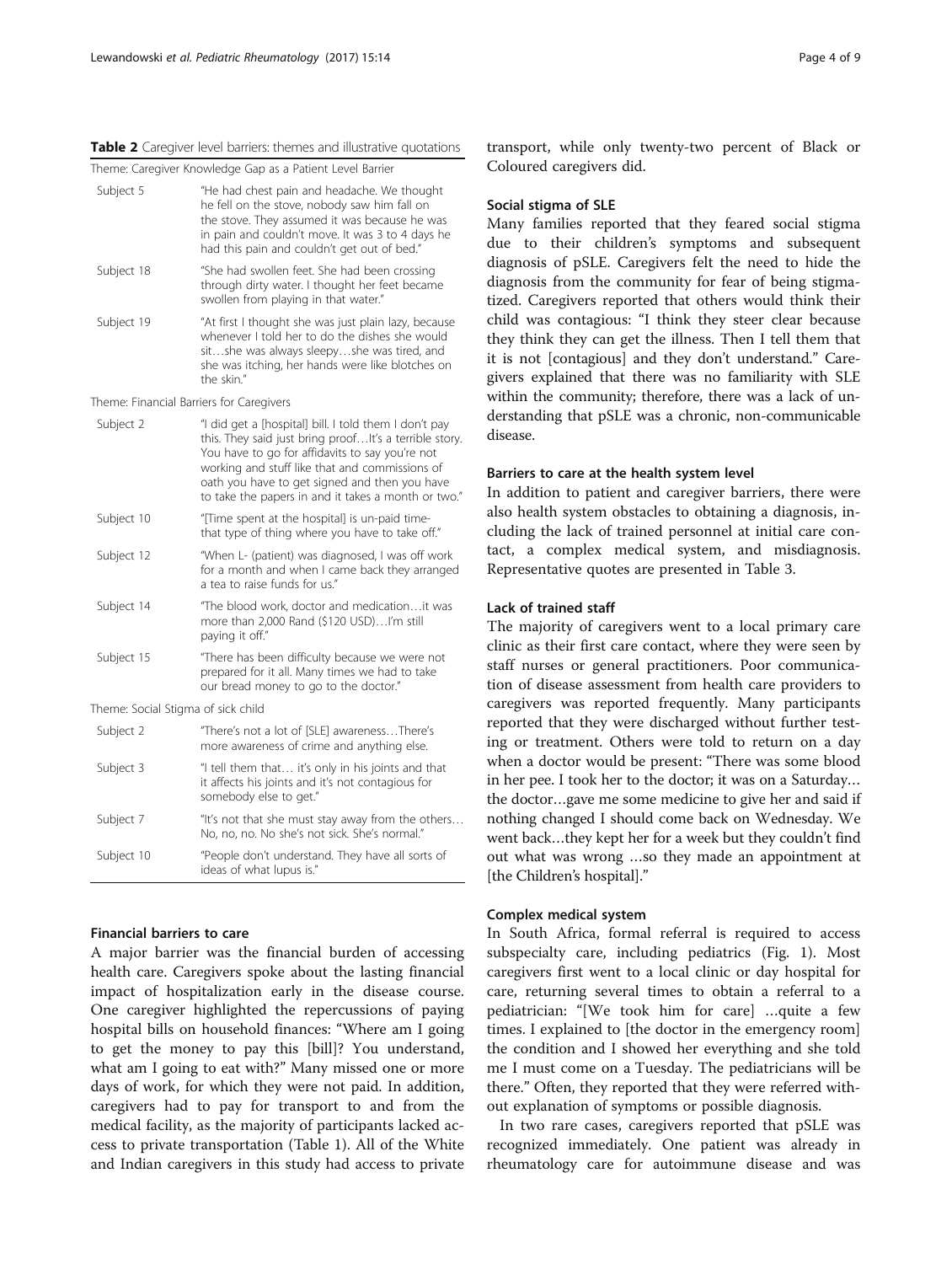**Table 2** Caregiver level barriers: themes and illustrative quotations

| Theme: Caregiver Knowledge Gap as a Patient Level Barrier | |
|---|---|
| Subject 5 | "He had chest pain and headache. We thought he fell on the stove, nobody saw him fall on the stove. They assumed it was because he was in pain and couldn't move. It was 3 to 4 days he had this pain and couldn't get out of bed." |
| Subject 18 | "She had swollen feet. She had been crossing through dirty water. I thought her feet became swollen from playing in that water." |
| Subject 19 | "At first I thought she was just plain lazy, because whenever I told her to do the dishes she would sit…she was always sleepy…she was tired, and she was itching, her hands were like blotches on the skin." |
| Theme: Financial Barriers for Caregivers | |
| Subject 2 | "I did get a [hospital] bill. I told them I don't pay this. They said just bring proof…It's a terrible story. You have to go for affidavits to say you're not working and stuff like that and commissions of oath you have to get signed and then you have to take the papers in and it takes a month or two." |
| Subject 10 | "[Time spent at the hospital] is un-paid time-that type of thing where you have to take off." |
| Subject 12 | "When L- (patient) was diagnosed, I was off work for a month and when I came back they arranged a tea to raise funds for us." |
| Subject 14 | "The blood work, doctor and medication…it was more than 2,000 Rand ($120 USD)…I'm still paying it off." |
| Subject 15 | "There has been difficulty because we were not prepared for it all. Many times we had to take our bread money to go to the doctor." |
| Theme: Social Stigma of sick child | |
| Subject 2 | "There's not a lot of [SLE] awareness…There's more awareness of crime and anything else. |
| Subject 3 | "I tell them that… it's only in his joints and that it affects his joints and it's not contagious for somebody else to get." |
| Subject 7 | "It's not that she must stay away from the others… No, no, no. No she's not sick. She's normal." |
| Subject 10 | "People don't understand. They have all sorts of ideas of what lupus is." |

#### Financial barriers to care

A major barrier was the financial burden of accessing health care. Caregivers spoke about the lasting financial impact of hospitalization early in the disease course. One caregiver highlighted the repercussions of paying hospital bills on household finances: "Where am I going to get the money to pay this [bill]? You understand, what am I going to eat with?" Many missed one or more days of work, for which they were not paid. In addition, caregivers had to pay for transport to and from the medical facility, as the majority of participants lacked access to private transportation (Table 1). All of the White and Indian caregivers in this study had access to private transport, while only twenty-two percent of Black or Coloured caregivers did.

#### Social stigma of SLE

Many families reported that they feared social stigma due to their children's symptoms and subsequent diagnosis of pSLE. Caregivers felt the need to hide the diagnosis from the community for fear of being stigmatized. Caregivers reported that others would think their child was contagious: "I think they steer clear because they think they can get the illness. Then I tell them that it is not [contagious] and they don't understand." Caregivers explained that there was no familiarity with SLE within the community; therefore, there was a lack of understanding that pSLE was a chronic, non-communicable disease.

### Barriers to care at the health system level

In addition to patient and caregiver barriers, there were also health system obstacles to obtaining a diagnosis, including the lack of trained personnel at initial care contact, a complex medical system, and misdiagnosis. Representative quotes are presented in Table 3.

#### Lack of trained staff

The majority of caregivers went to a local primary care clinic as their first care contact, where they were seen by staff nurses or general practitioners. Poor communication of disease assessment from health care providers to caregivers was reported frequently. Many participants reported that they were discharged without further testing or treatment. Others were told to return on a day when a doctor would be present: "There was some blood in her pee. I took her to the doctor; it was on a Saturday… the doctor…gave me some medicine to give her and said if nothing changed I should come back on Wednesday. We went back…they kept her for a week but they couldn't find out what was wrong …so they made an appointment at [the Children's hospital]."

#### Complex medical system

In South Africa, formal referral is required to access subspecialty care, including pediatrics (Fig. 1). Most caregivers first went to a local clinic or day hospital for care, returning several times to obtain a referral to a pediatrician: "[We took him for care] …quite a few times. I explained to [the doctor in the emergency room] the condition and I showed her everything and she told me I must come on a Tuesday. The pediatricians will be there." Often, they reported that they were referred without explanation of symptoms or possible diagnosis.

In two rare cases, caregivers reported that pSLE was recognized immediately. One patient was already in rheumatology care for autoimmune disease and was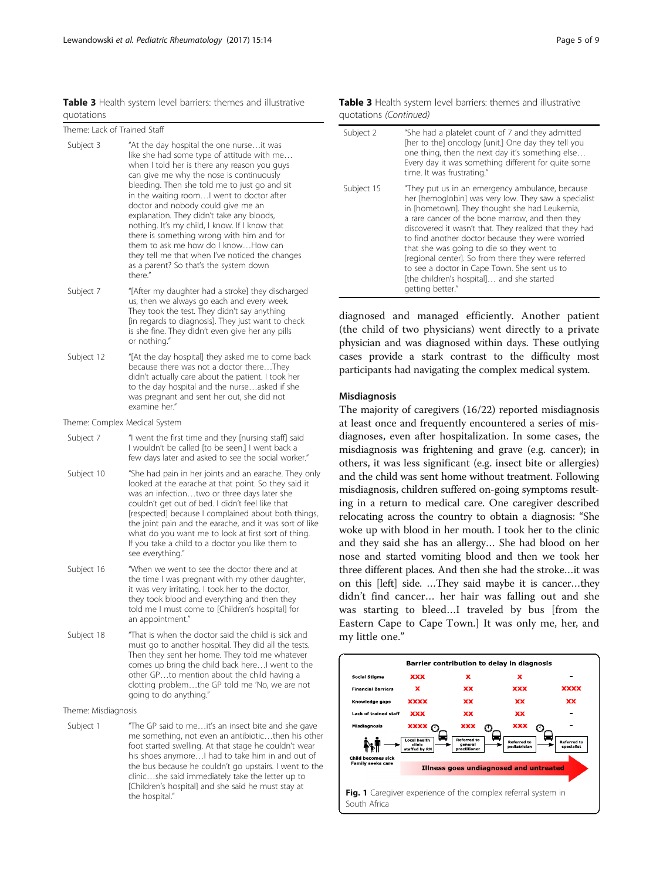**Table 3** Health system level barriers: themes and illustrative quotations

| Theme | Quotation |
| --- | --- |
| **Theme: Lack of Trained Staff** | |
| Subject 3 | "At the day hospital the one nurse…it was like she had some type of attitude with me…when I told her is there any reason you guys can give me why the nose is continuously bleeding. Then she told me to just go and sit in the waiting room…I went to doctor after doctor and nobody could give me an explanation. They didn't take any bloods, nothing. It's my child, I know. If I know that there is something wrong with him and for them to ask me how do I know…How can they tell me that when I've noticed the changes as a parent? So that's the system down there." |
| Subject 7 | "[After my daughter had a stroke] they discharged us, then we always go each and every week. They took the test. They didn't say anything [in regards to diagnosis]. They just want to check is she fine. They didn't even give her any pills or nothing." |
| Subject 12 | "[At the day hospital] they asked me to come back because there was not a doctor there…They didn't actually care about the patient. I took her to the day hospital and the nurse…asked if she was pregnant and sent her out, she did not examine her." |
| **Theme: Complex Medical System** | |
| Subject 7 | "I went the first time and they [nursing staff] said I wouldn't be called [to be seen.] I went back a few days later and asked to see the social worker." |
| Subject 10 | "She had pain in her joints and an earache. They only looked at the earache at that point. So they said it was an infection…two or three days later she couldn't get out of bed. I didn't feel like that [respected] because I complained about both things, the joint pain and the earache, and it was sort of like what do you want me to look at first sort of thing. If you take a child to a doctor you like them to see everything." |
| Subject 16 | "When we went to see the doctor there and at the time I was pregnant with my other daughter, it was very irritating. I took her to the doctor, they took blood and everything and then they told me I must come to [Children's hospital] for an appointment." |
| Subject 18 | "That is when the doctor said the child is sick and must go to another hospital. They did all the tests. Then they sent her home. They told me whatever comes up bring the child back here…I went to the other GP…to mention about the child having a clotting problem…the GP told me 'No, we are not going to do anything.'" |
| **Theme: Misdiagnosis** | |
| Subject 1 | "The GP said to me…it's an insect bite and she gave me something, not even an antibiotic…then his other foot started swelling. At that stage he couldn't wear his shoes anymore…I had to take him in and out of the bus because he couldn't go upstairs. I went to the clinic…she said immediately take the letter up to [Children's hospital] and she said he must stay at the hospital." |
| Subject 2 | "She had a platelet count of 7 and they admitted [her to the] oncology [unit.] One day they tell you one thing, then the next day it's something else…Every day it was something different for quite some time. It was frustrating." |
| Subject 15 | "They put us in an emergency ambulance, because her [hemoglobin] was very low. They saw a specialist in [hometown]. They thought she had Leukemia, a rare cancer of the bone marrow, and then they discovered it wasn't that. They realized that they had to find another doctor because they were worried that she was going to die so they went to [regional center]. So from there they were referred to see a doctor in Cape Town. She sent us to [the children's hospital]… and she started getting better." |

diagnosed and managed efficiently. Another patient (the child of two physicians) went directly to a private physician and was diagnosed within days. These outlying cases provide a stark contrast to the difficulty most participants had navigating the complex medical system.

### Misdiagnosis

The majority of caregivers (16/22) reported misdiagnosis at least once and frequently encountered a series of misdiagnoses, even after hospitalization. In some cases, the misdiagnosis was frightening and grave (e.g. cancer); in others, it was less significant (e.g. insect bite or allergies) and the child was sent home without treatment. Following misdiagnosis, children suffered on-going symptoms resulting in a return to medical care. One caregiver described relocating across the country to obtain a diagnosis: "She woke up with blood in her mouth. I took her to the clinic and they said she has an allergy… She had blood on her nose and started vomiting blood and then we took her three different places. And then she had the stroke…it was on this [left] side. …They said maybe it is cancer…they didn't find cancer… her hair was falling out and she was starting to bleed…I traveled by bus [from the Eastern Cape to Cape Town.] It was only me, her, and my little one."

**Barrier contribution to delay in diagnosis**

| | Local health clinic staffed by RN | Referred to general practitioner | Referred to pediatrician | Referred to specialist |
| --- | --- | --- | --- | --- |
| Social Stigma | XXX | X | X | - |
| Financial Barriers | X | XX | XXX | XXXX |
| Knowledge gaps | XXXX | XX | XX | XX |
| Lack of trained staff | XXX | XX | XX | - |
| Misdiagnosis | XXXX | XXX | XXX | - |

Child becomes sick Family seeks care → Illness goes undiagnosed and untreated

**Fig. 1** Caregiver experience of the complex referral system in South Africa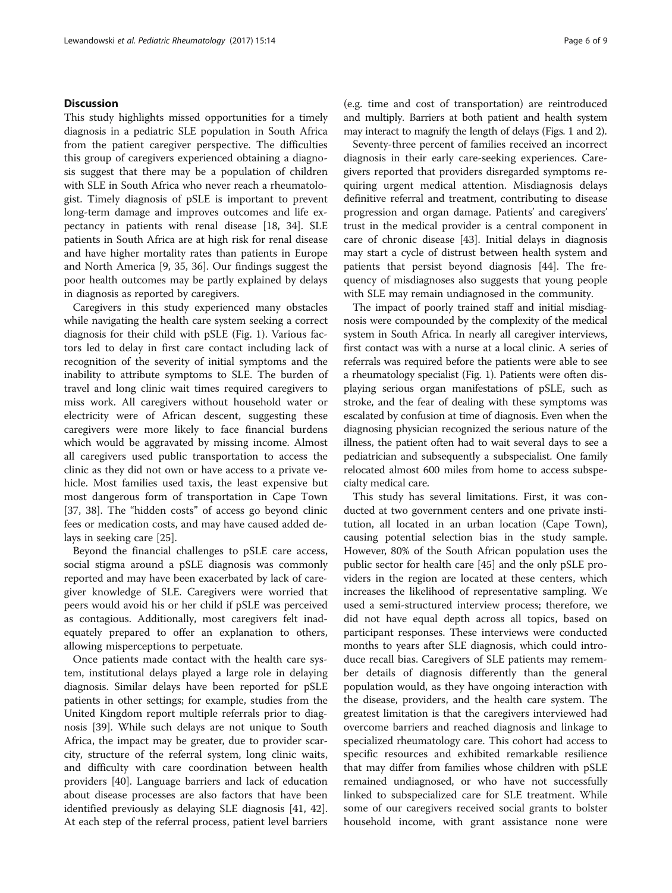## Discussion

This study highlights missed opportunities for a timely diagnosis in a pediatric SLE population in South Africa from the patient caregiver perspective. The difficulties this group of caregivers experienced obtaining a diagnosis suggest that there may be a population of children with SLE in South Africa who never reach a rheumatologist. Timely diagnosis of pSLE is important to prevent long-term damage and improves outcomes and life expectancy in patients with renal disease [18, 34]. SLE patients in South Africa are at high risk for renal disease and have higher mortality rates than patients in Europe and North America [9, 35, 36]. Our findings suggest the poor health outcomes may be partly explained by delays in diagnosis as reported by caregivers.

Caregivers in this study experienced many obstacles while navigating the health care system seeking a correct diagnosis for their child with pSLE (Fig. 1). Various factors led to delay in first care contact including lack of recognition of the severity of initial symptoms and the inability to attribute symptoms to SLE. The burden of travel and long clinic wait times required caregivers to miss work. All caregivers without household water or electricity were of African descent, suggesting these caregivers were more likely to face financial burdens which would be aggravated by missing income. Almost all caregivers used public transportation to access the clinic as they did not own or have access to a private vehicle. Most families used taxis, the least expensive but most dangerous form of transportation in Cape Town [37, 38]. The "hidden costs" of access go beyond clinic fees or medication costs, and may have caused added delays in seeking care [25].

Beyond the financial challenges to pSLE care access, social stigma around a pSLE diagnosis was commonly reported and may have been exacerbated by lack of caregiver knowledge of SLE. Caregivers were worried that peers would avoid his or her child if pSLE was perceived as contagious. Additionally, most caregivers felt inadequately prepared to offer an explanation to others, allowing misperceptions to perpetuate.

Once patients made contact with the health care system, institutional delays played a large role in delaying diagnosis. Similar delays have been reported for pSLE patients in other settings; for example, studies from the United Kingdom report multiple referrals prior to diagnosis [39]. While such delays are not unique to South Africa, the impact may be greater, due to provider scarcity, structure of the referral system, long clinic waits, and difficulty with care coordination between health providers [40]. Language barriers and lack of education about disease processes are also factors that have been identified previously as delaying SLE diagnosis [41, 42]. At each step of the referral process, patient level barriers (e.g. time and cost of transportation) are reintroduced and multiply. Barriers at both patient and health system may interact to magnify the length of delays (Figs. 1 and 2).

Seventy-three percent of families received an incorrect diagnosis in their early care-seeking experiences. Caregivers reported that providers disregarded symptoms requiring urgent medical attention. Misdiagnosis delays definitive referral and treatment, contributing to disease progression and organ damage. Patients' and caregivers' trust in the medical provider is a central component in care of chronic disease [43]. Initial delays in diagnosis may start a cycle of distrust between health system and patients that persist beyond diagnosis [44]. The frequency of misdiagnoses also suggests that young people with SLE may remain undiagnosed in the community.

The impact of poorly trained staff and initial misdiagnosis were compounded by the complexity of the medical system in South Africa. In nearly all caregiver interviews, first contact was with a nurse at a local clinic. A series of referrals was required before the patients were able to see a rheumatology specialist (Fig. 1). Patients were often displaying serious organ manifestations of pSLE, such as stroke, and the fear of dealing with these symptoms was escalated by confusion at time of diagnosis. Even when the diagnosing physician recognized the serious nature of the illness, the patient often had to wait several days to see a pediatrician and subsequently a subspecialist. One family relocated almost 600 miles from home to access subspecialty medical care.

This study has several limitations. First, it was conducted at two government centers and one private institution, all located in an urban location (Cape Town), causing potential selection bias in the study sample. However, 80% of the South African population uses the public sector for health care [45] and the only pSLE providers in the region are located at these centers, which increases the likelihood of representative sampling. We used a semi-structured interview process; therefore, we did not have equal depth across all topics, based on participant responses. These interviews were conducted months to years after SLE diagnosis, which could introduce recall bias. Caregivers of SLE patients may remember details of diagnosis differently than the general population would, as they have ongoing interaction with the disease, providers, and the health care system. The greatest limitation is that the caregivers interviewed had overcome barriers and reached diagnosis and linkage to specialized rheumatology care. This cohort had access to specific resources and exhibited remarkable resilience that may differ from families whose children with pSLE remained undiagnosed, or who have not successfully linked to subspecialized care for SLE treatment. While some of our caregivers received social grants to bolster household income, with grant assistance none were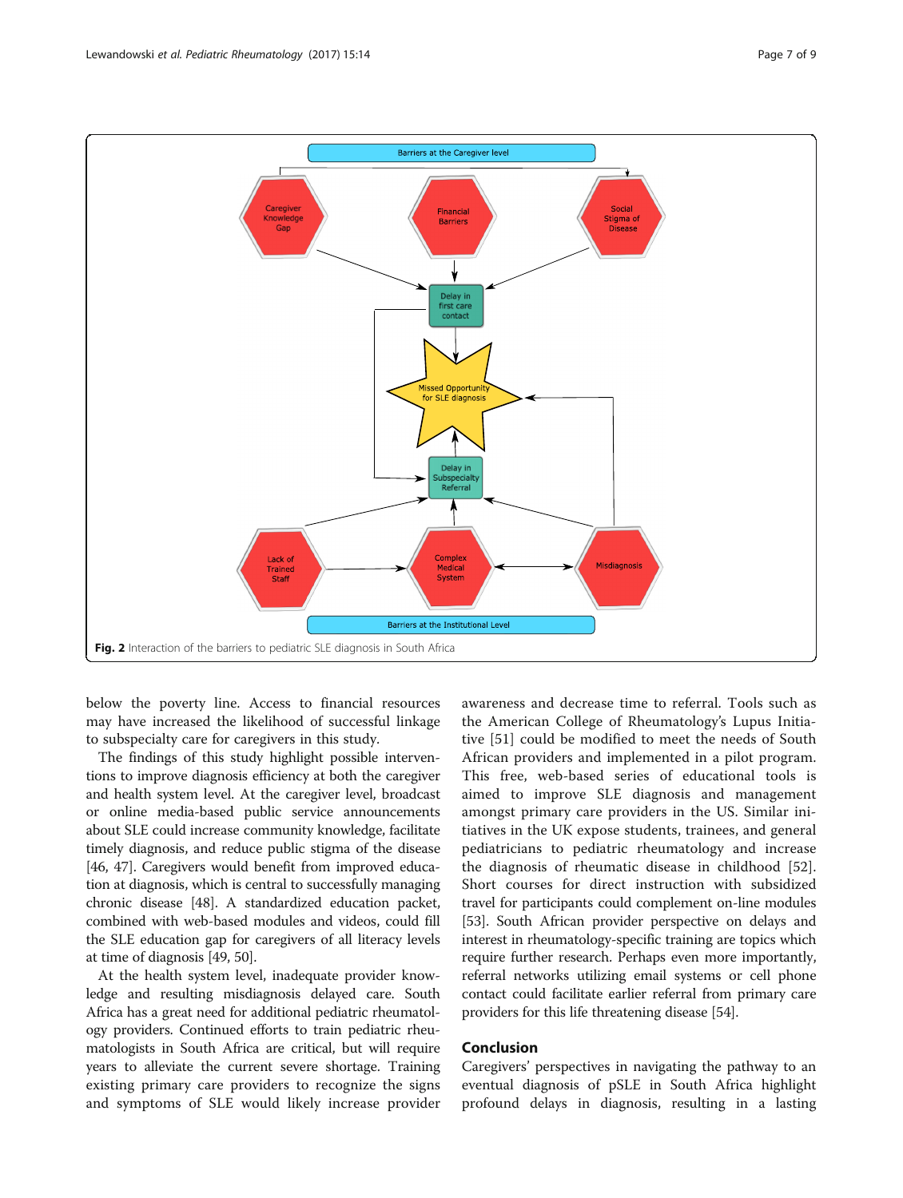Fig. 2 Interaction of the barriers to pediatric SLE diagnosis in South Africa

below the poverty line. Access to financial resources may have increased the likelihood of successful linkage to subspecialty care for caregivers in this study.

The findings of this study highlight possible interventions to improve diagnosis efficiency at both the caregiver and health system level. At the caregiver level, broadcast or online media-based public service announcements about SLE could increase community knowledge, facilitate timely diagnosis, and reduce public stigma of the disease [46, 47]. Caregivers would benefit from improved education at diagnosis, which is central to successfully managing chronic disease [48]. A standardized education packet, combined with web-based modules and videos, could fill the SLE education gap for caregivers of all literacy levels at time of diagnosis [49, 50].

At the health system level, inadequate provider knowledge and resulting misdiagnosis delayed care. South Africa has a great need for additional pediatric rheumatology providers. Continued efforts to train pediatric rheumatologists in South Africa are critical, but will require years to alleviate the current severe shortage. Training existing primary care providers to recognize the signs and symptoms of SLE would likely increase provider awareness and decrease time to referral. Tools such as the American College of Rheumatology's Lupus Initiative [51] could be modified to meet the needs of South African providers and implemented in a pilot program. This free, web-based series of educational tools is aimed to improve SLE diagnosis and management amongst primary care providers in the US. Similar initiatives in the UK expose students, trainees, and general pediatricians to pediatric rheumatology and increase the diagnosis of rheumatic disease in childhood [52]. Short courses for direct instruction with subsidized travel for participants could complement on-line modules [53]. South African provider perspective on delays and interest in rheumatology-specific training are topics which require further research. Perhaps even more importantly, referral networks utilizing email systems or cell phone contact could facilitate earlier referral from primary care providers for this life threatening disease [54].

## Conclusion

Caregivers' perspectives in navigating the pathway to an eventual diagnosis of pSLE in South Africa highlight profound delays in diagnosis, resulting in a lasting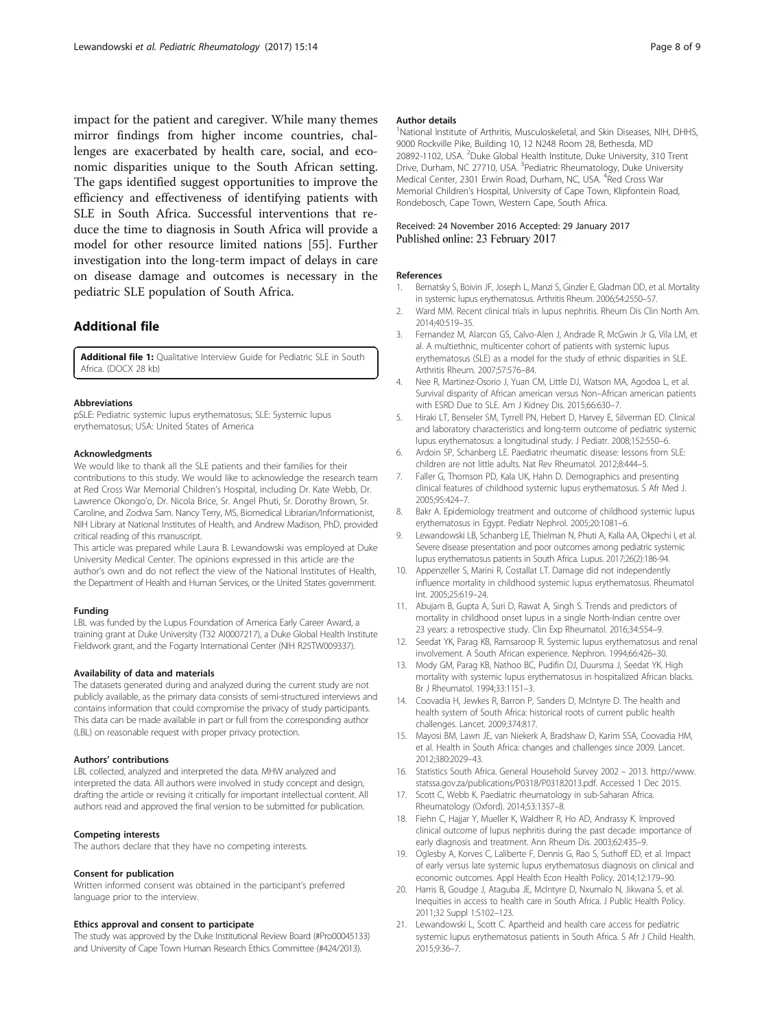impact for the patient and caregiver. While many themes mirror findings from higher income countries, challenges are exacerbated by health care, social, and economic disparities unique to the South African setting. The gaps identified suggest opportunities to improve the efficiency and effectiveness of identifying patients with SLE in South Africa. Successful interventions that reduce the time to diagnosis in South Africa will provide a model for other resource limited nations [55]. Further investigation into the long-term impact of delays in care on disease damage and outcomes is necessary in the pediatric SLE population of South Africa.

## Additional file

**Additional file 1:** Qualitative Interview Guide for Pediatric SLE in South Africa. (DOCX 28 kb)

#### Abbreviations

pSLE: Pediatric systemic lupus erythematosus; SLE: Systemic lupus erythematosus; USA: United States of America

#### Acknowledgments

We would like to thank all the SLE patients and their families for their contributions to this study. We would like to acknowledge the research team at Red Cross War Memorial Children's Hospital, including Dr. Kate Webb, Dr. Lawrence Okongo'o, Dr. Nicola Brice, Sr. Angel Phuti, Sr. Dorothy Brown, Sr. Caroline, and Zodwa Sam. Nancy Terry, MS, Biomedical Librarian/Informationist, NIH Library at National Institutes of Health, and Andrew Madison, PhD, provided critical reading of this manuscript.

This article was prepared while Laura B. Lewandowski was employed at Duke University Medical Center. The opinions expressed in this article are the author's own and do not reflect the view of the National Institutes of Health, the Department of Health and Human Services, or the United States government.

#### Funding

LBL was funded by the Lupus Foundation of America Early Career Award, a training grant at Duke University (T32 AI0007217), a Duke Global Health Institute Fieldwork grant, and the Fogarty International Center (NIH R25TW009337).

#### Availability of data and materials

The datasets generated during and analyzed during the current study are not publicly available, as the primary data consists of semi-structured interviews and contains information that could compromise the privacy of study participants. This data can be made available in part or full from the corresponding author (LBL) on reasonable request with proper privacy protection.

#### Authors' contributions

LBL collected, analyzed and interpreted the data. MHW analyzed and interpreted the data. All authors were involved in study concept and design, drafting the article or revising it critically for important intellectual content. All authors read and approved the final version to be submitted for publication.

#### Competing interests

The authors declare that they have no competing interests.

#### Consent for publication

Written informed consent was obtained in the participant's preferred language prior to the interview.

#### Ethics approval and consent to participate

The study was approved by the Duke Institutional Review Board (#Pro00045133) and University of Cape Town Human Research Ethics Committee (#424/2013).

#### Author details

[1]National Institute of Arthritis, Musculoskeletal, and Skin Diseases, NIH, DHHS, 9000 Rockville Pike, Building 10, 12 N248 Room 28, Bethesda, MD 20892-1102, USA. [2]Duke Global Health Institute, Duke University, 310 Trent Drive, Durham, NC 27710, USA. [3]Pediatric Rheumatology, Duke University Medical Center, 2301 Erwin Road, Durham, NC, USA. [4]Red Cross War Memorial Children's Hospital, University of Cape Town, Klipfontein Road, Rondebosch, Cape Town, Western Cape, South Africa.

Received: 24 November 2016 Accepted: 29 January 2017
Published online: 23 February 2017

#### References

1. Bernatsky S, Boivin JF, Joseph L, Manzi S, Ginzler E, Gladman DD, et al. Mortality in systemic lupus erythematosus. Arthritis Rheum. 2006;54:2550–57.
2. Ward MM. Recent clinical trials in lupus nephritis. Rheum Dis Clin North Am. 2014;40:519–35.
3. Fernandez M, Alarcon GS, Calvo-Alen J, Andrade R, McGwin Jr G, Vila LM, et al. A multiethnic, multicenter cohort of patients with systemic lupus erythematosus (SLE) as a model for the study of ethnic disparities in SLE. Arthritis Rheum. 2007;57:576–84.
4. Nee R, Martinez-Osorio J, Yuan CM, Little DJ, Watson MA, Agodoa L, et al. Survival disparity of African american versus Non–African american patients with ESRD Due to SLE. Am J Kidney Dis. 2015;66:630–7.
5. Hiraki LT, Benseler SM, Tyrrell PN, Hebert D, Harvey E, Silverman ED. Clinical and laboratory characteristics and long-term outcome of pediatric systemic lupus erythematosus: a longitudinal study. J Pediatr. 2008;152:550–6.
6. Ardoin SP, Schanberg LE. Paediatric rheumatic disease: lessons from SLE: children are not little adults. Nat Rev Rheumatol. 2012;8:444–5.
7. Faller G, Thomson PD, Kala UK, Hahn D. Demographics and presenting clinical features of childhood systemic lupus erythematosus. S Afr Med J. 2005;95:424–7.
8. Bakr A. Epidemiology treatment and outcome of childhood systemic lupus erythematosus in Egypt. Pediatr Nephrol. 2005;20:1081–6.
9. Lewandowski LB, Schanberg LE, Thielman N, Phuti A, Kalla AA, Okpechi I, et al. Severe disease presentation and poor outcomes among pediatric systemic lupus erythematosus patients in South Africa. Lupus. 2017;26(2):186-94.
10. Appenzeller S, Marini R, Costallat LT. Damage did not independently influence mortality in childhood systemic lupus erythematosus. Rheumatol Int. 2005;25:619–24.
11. Abujam B, Gupta A, Suri D, Rawat A, Singh S. Trends and predictors of mortality in childhood onset lupus in a single North-Indian centre over 23 years: a retrospective study. Clin Exp Rheumatol. 2016;34:554–9.
12. Seedat YK, Parag KB, Ramsaroop R. Systemic lupus erythematosus and renal involvement. A South African experience. Nephron. 1994;66:426–30.
13. Mody GM, Parag KB, Nathoo BC, Pudifin DJ, Duursma J, Seedat YK. High mortality with systemic lupus erythematosus in hospitalized African blacks. Br J Rheumatol. 1994;33:1151–3.
14. Coovadia H, Jewkes R, Barron P, Sanders D, McIntyre D. The health and health system of South Africa: historical roots of current public health challenges. Lancet. 2009;374:817.
15. Mayosi BM, Lawn JE, van Niekerk A, Bradshaw D, Karim SSA, Coovadia HM, et al. Health in South Africa: changes and challenges since 2009. Lancet. 2012;380:2029–43.
16. Statistics South Africa. General Household Survey 2002 – 2013. http://www.statssa.gov.za/publications/P0318/P03182013.pdf. Accessed 1 Dec 2015.
17. Scott C, Webb K. Paediatric rheumatology in sub-Saharan Africa. Rheumatology (Oxford). 2014;53:1357–8.
18. Fiehn C, Hajjar Y, Mueller K, Waldherr R, Ho AD, Andrassy K. Improved clinical outcome of lupus nephritis during the past decade: importance of early diagnosis and treatment. Ann Rheum Dis. 2003;62:435–9.
19. Oglesby A, Korves C, Laliberte F, Dennis G, Rao S, Suthoff ED, et al. Impact of early versus late systemic lupus erythematosus diagnosis on clinical and economic outcomes. Appl Health Econ Health Policy. 2014;12:179–90.
20. Harris B, Goudge J, Ataguba JE, McIntyre D, Nxumalo N, Jikwana S, et al. Inequities in access to health care in South Africa. J Public Health Policy. 2011;32 Suppl 1:S102–123.
21. Lewandowski L, Scott C. Apartheid and health care access for pediatric systemic lupus erythematosus patients in South Africa. S Afr J Child Health. 2015;9:36–7.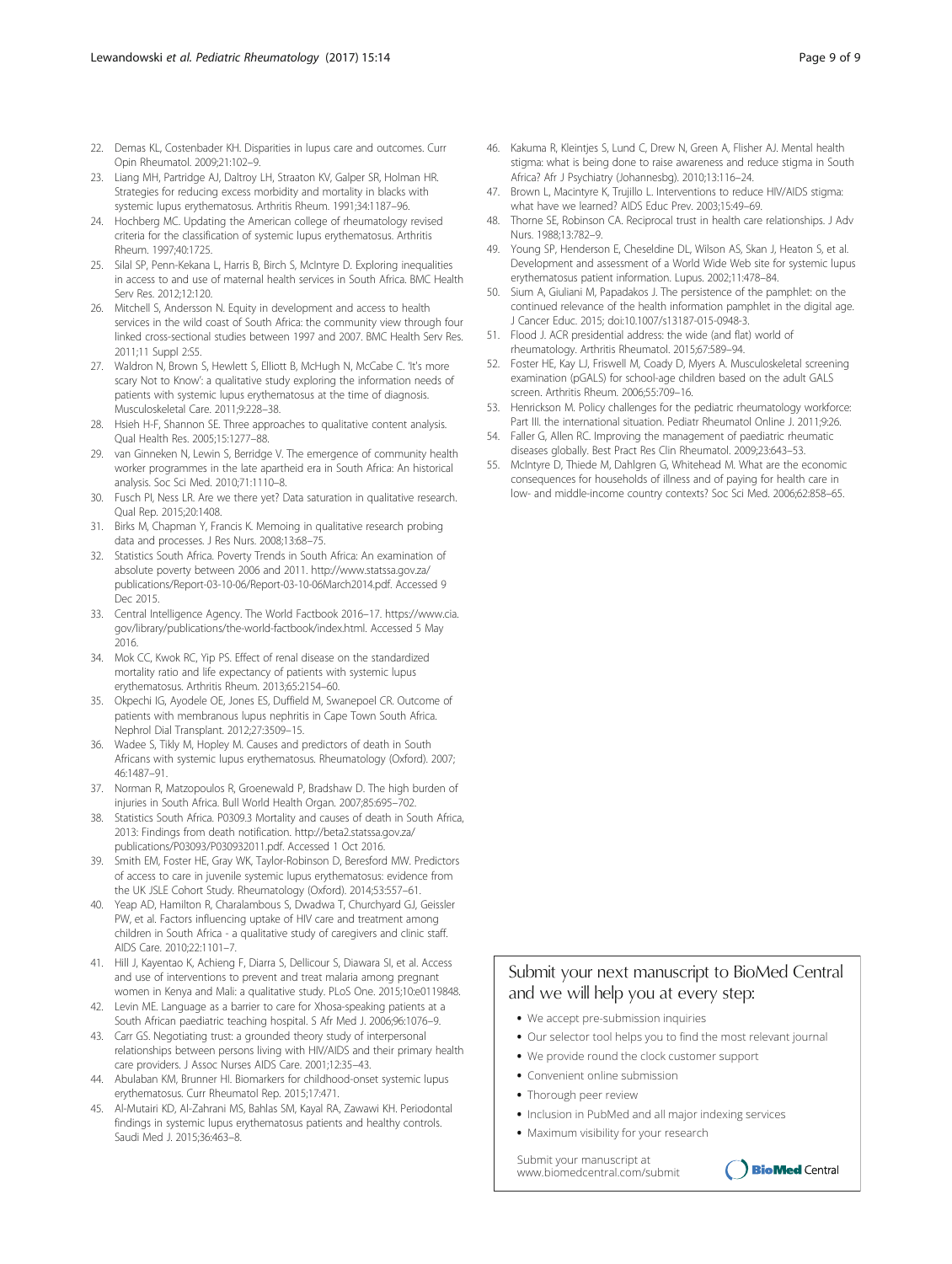22. Demas KL, Costenbader KH. Disparities in lupus care and outcomes. Curr Opin Rheumatol. 2009;21:102–9.
23. Liang MH, Partridge AJ, Daltroy LH, Straaton KV, Galper SR, Holman HR. Strategies for reducing excess morbidity and mortality in blacks with systemic lupus erythematosus. Arthritis Rheum. 1991;34:1187–96.
24. Hochberg MC. Updating the American college of rheumatology revised criteria for the classification of systemic lupus erythematosus. Arthritis Rheum. 1997;40:1725.
25. Silal SP, Penn-Kekana L, Harris B, Birch S, McIntyre D. Exploring inequalities in access to and use of maternal health services in South Africa. BMC Health Serv Res. 2012;12:120.
26. Mitchell S, Andersson N. Equity in development and access to health services in the wild coast of South Africa: the community view through four linked cross-sectional studies between 1997 and 2007. BMC Health Serv Res. 2011;11 Suppl 2:S5.
27. Waldron N, Brown S, Hewlett S, Elliott B, McHugh N, McCabe C. 'It's more scary Not to Know': a qualitative study exploring the information needs of patients with systemic lupus erythematosus at the time of diagnosis. Musculoskeletal Care. 2011;9:228–38.
28. Hsieh H-F, Shannon SE. Three approaches to qualitative content analysis. Qual Health Res. 2005;15:1277–88.
29. van Ginneken N, Lewin S, Berridge V. The emergence of community health worker programmes in the late apartheid era in South Africa: An historical analysis. Soc Sci Med. 2010;71:1110–8.
30. Fusch PI, Ness LR. Are we there yet? Data saturation in qualitative research. Qual Rep. 2015;20:1408.
31. Birks M, Chapman Y, Francis K. Memoing in qualitative research probing data and processes. J Res Nurs. 2008;13:68–75.
32. Statistics South Africa. Poverty Trends in South Africa: An examination of absolute poverty between 2006 and 2011. http://www.statssa.gov.za/publications/Report-03-10-06/Report-03-10-06March2014.pdf. Accessed 9 Dec 2015.
33. Central Intelligence Agency. The World Factbook 2016–17. https://www.cia.gov/library/publications/the-world-factbook/index.html. Accessed 5 May 2016.
34. Mok CC, Kwok RC, Yip PS. Effect of renal disease on the standardized mortality ratio and life expectancy of patients with systemic lupus erythematosus. Arthritis Rheum. 2013;65:2154–60.
35. Okpechi IG, Ayodele OE, Jones ES, Duffield M, Swanepoel CR. Outcome of patients with membranous lupus nephritis in Cape Town South Africa. Nephrol Dial Transplant. 2012;27:3509–15.
36. Wadee S, Tikly M, Hopley M. Causes and predictors of death in South Africans with systemic lupus erythematosus. Rheumatology (Oxford). 2007; 46:1487–91.
37. Norman R, Matzopoulos R, Groenewald P, Bradshaw D. The high burden of injuries in South Africa. Bull World Health Organ. 2007;85:695–702.
38. Statistics South Africa. P0309.3 Mortality and causes of death in South Africa, 2013: Findings from death notification. http://beta2.statssa.gov.za/publications/P03093/P030932011.pdf. Accessed 1 Oct 2016.
39. Smith EM, Foster HE, Gray WK, Taylor-Robinson D, Beresford MW. Predictors of access to care in juvenile systemic lupus erythematosus: evidence from the UK JSLE Cohort Study. Rheumatology (Oxford). 2014;53:557–61.
40. Yeap AD, Hamilton R, Charalambous S, Dwadwa T, Churchyard GJ, Geissler PW, et al. Factors influencing uptake of HIV care and treatment among children in South Africa - a qualitative study of caregivers and clinic staff. AIDS Care. 2010;22:1101–7.
41. Hill J, Kayentao K, Achieng F, Diarra S, Dellicour S, Diawara SI, et al. Access and use of interventions to prevent and treat malaria among pregnant women in Kenya and Mali: a qualitative study. PLoS One. 2015;10:e0119848.
42. Levin ME. Language as a barrier to care for Xhosa-speaking patients at a South African paediatric teaching hospital. S Afr Med J. 2006;96:1076–9.
43. Carr GS. Negotiating trust: a grounded theory study of interpersonal relationships between persons living with HIV/AIDS and their primary health care providers. J Assoc Nurses AIDS Care. 2001;12:35–43.
44. Abulaban KM, Brunner HI. Biomarkers for childhood-onset systemic lupus erythematosus. Curr Rheumatol Rep. 2015;17:471.
45. Al-Mutairi KD, Al-Zahrani MS, Bahlas SM, Kayal RA, Zawawi KH. Periodontal findings in systemic lupus erythematosus patients and healthy controls. Saudi Med J. 2015;36:463–8.
46. Kakuma R, Kleintjes S, Lund C, Drew N, Green A, Flisher AJ. Mental health stigma: what is being done to raise awareness and reduce stigma in South Africa? Afr J Psychiatry (Johannesbg). 2010;13:116–24.
47. Brown L, Macintyre K, Trujillo L. Interventions to reduce HIV/AIDS stigma: what have we learned? AIDS Educ Prev. 2003;15:49–69.
48. Thorne SE, Robinson CA. Reciprocal trust in health care relationships. J Adv Nurs. 1988;13:782–9.
49. Young SP, Henderson E, Cheseldine DL, Wilson AS, Skan J, Heaton S, et al. Development and assessment of a World Wide Web site for systemic lupus erythematosus patient information. Lupus. 2002;11:478–84.
50. Sium A, Giuliani M, Papadakos J. The persistence of the pamphlet: on the continued relevance of the health information pamphlet in the digital age. J Cancer Educ. 2015; doi:10.1007/s13187-015-0948-3.
51. Flood J. ACR presidential address: the wide (and flat) world of rheumatology. Arthritis Rheumatol. 2015;67:589–94.
52. Foster HE, Kay LJ, Friswell M, Coady D, Myers A. Musculoskeletal screening examination (pGALS) for school-age children based on the adult GALS screen. Arthritis Rheum. 2006;55:709–16.
53. Henrickson M. Policy challenges for the pediatric rheumatology workforce: Part III. the international situation. Pediatr Rheumatol Online J. 2011;9:26.
54. Faller G, Allen RC. Improving the management of paediatric rheumatic diseases globally. Best Pract Res Clin Rheumatol. 2009;23:643–53.
55. McIntyre D, Thiede M, Dahlgren G, Whitehead M. What are the economic consequences for households of illness and of paying for health care in low- and middle-income country contexts? Soc Sci Med. 2006;62:858–65.

Submit your next manuscript to BioMed Central and we will help you at every step:

- We accept pre-submission inquiries
- Our selector tool helps you to find the most relevant journal
- We provide round the clock customer support
- Convenient online submission
- Thorough peer review
- Inclusion in PubMed and all major indexing services
- Maximum visibility for your research

Submit your manuscript at www.biomedcentral.com/submit

BioMed Central